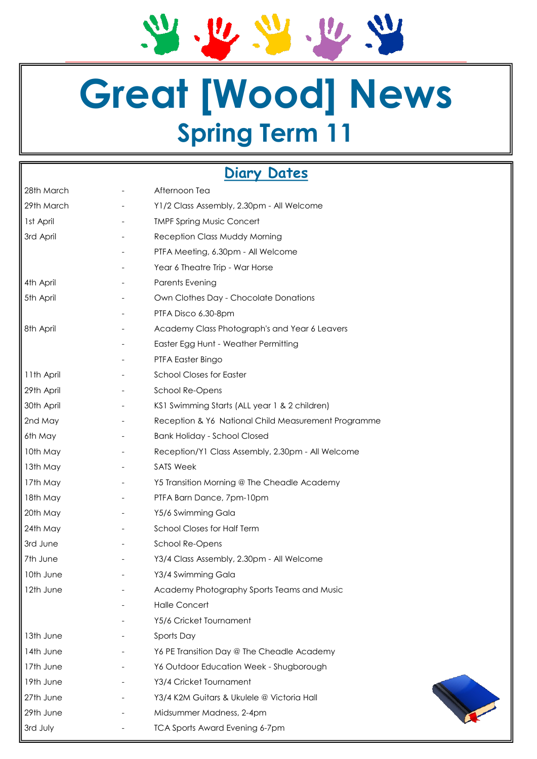# Great [Wood] News

## Spring Term 11

### Diary Dates

| | | |
|---|---|---|
| 28th March | - | Afternoon Tea |
| 29th March | - | Y1/2 Class Assembly, 2.30pm - All Welcome |
| 1st April | - | TMPF Spring Music Concert |
| 3rd April | - | Reception Class Muddy Morning |
| | - | PTFA Meeting, 6.30pm - All Welcome |
| | - | Year 6 Theatre Trip - War Horse |
| 4th April | - | Parents Evening |
| 5th April | - | Own Clothes Day - Chocolate Donations |
| | - | PTFA Disco 6.30-8pm |
| 8th April | - | Academy Class Photograph's and Year 6 Leavers |
| | - | Easter Egg Hunt - Weather Permitting |
| | - | PTFA Easter Bingo |
| 11th April | - | School Closes for Easter |
| 29th April | - | School Re-Opens |
| 30th April | - | KS1 Swimming Starts (ALL year 1 & 2 children) |
| 2nd May | - | Reception & Y6 National Child Measurement Programme |
| 6th May | - | Bank Holiday - School Closed |
| 10th May | - | Reception/Y1 Class Assembly, 2.30pm - All Welcome |
| 13th May | - | SATS Week |
| 17th May | - | Y5 Transition Morning @ The Cheadle Academy |
| 18th May | - | PTFA Barn Dance, 7pm-10pm |
| 20th May | - | Y5/6 Swimming Gala |
| 24th May | - | School Closes for Half Term |
| 3rd June | - | School Re-Opens |
| 7th June | - | Y3/4 Class Assembly, 2.30pm - All Welcome |
| 10th June | - | Y3/4 Swimming Gala |
| 12th June | - | Academy Photography Sports Teams and Music |
| | - | Halle Concert |
| | - | Y5/6 Cricket Tournament |
| 13th June | - | Sports Day |
| 14th June | - | Y6 PE Transition Day @ The Cheadle Academy |
| 17th June | - | Y6 Outdoor Education Week - Shugborough |
| 19th June | - | Y3/4 Cricket Tournament |
| 27th June | - | Y3/4 K2M Guitars & Ukulele @ Victoria Hall |
| 29th June | - | Midsummer Madness, 2-4pm |
| 3rd July | - | TCA Sports Award Evening 6-7pm |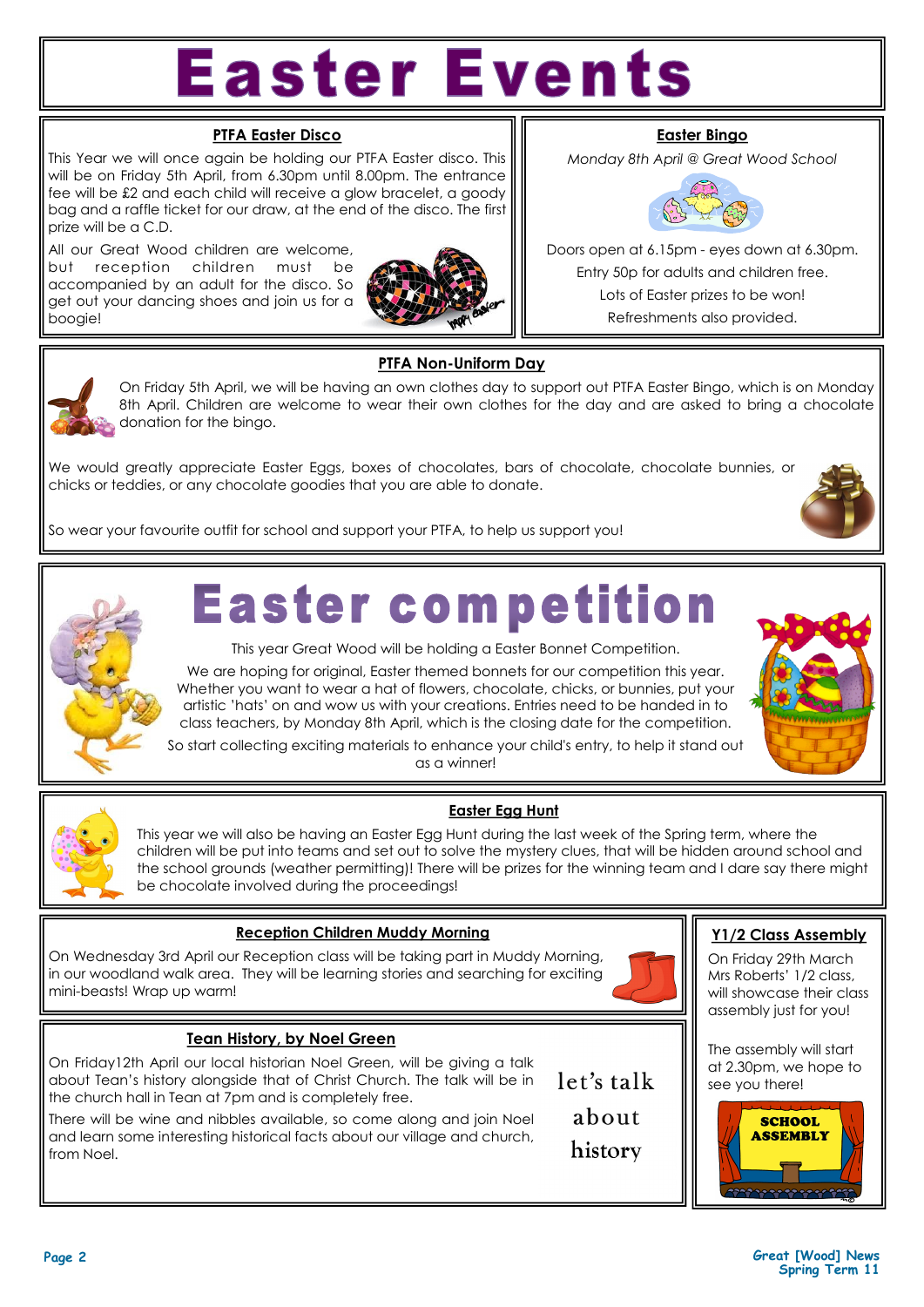# Easter Events

## PTFA Easter Disco

This Year we will once again be holding our PTFA Easter disco. This will be on Friday 5th April, from 6.30pm until 8.00pm. The entrance fee will be £2 and each child will receive a glow bracelet, a goody bag and a raffle ticket for our draw, at the end of the disco. The first prize will be a C.D.

All our Great Wood children are welcome, but reception children must be accompanied by an adult for the disco. So get out your dancing shoes and join us for a boogie!

## Easter Bingo

*Monday 8th April @ Great Wood School*

Doors open at 6.15pm - eyes down at 6.30pm.

Entry 50p for adults and children free.

Lots of Easter prizes to be won!

Refreshments also provided.

## PTFA Non-Uniform Day

On Friday 5th April, we will be having an own clothes day to support out PTFA Easter Bingo, which is on Monday 8th April. Children are welcome to wear their own clothes for the day and are asked to bring a chocolate donation for the bingo.

We would greatly appreciate Easter Eggs, boxes of chocolates, bars of chocolate, chocolate bunnies, or chicks or teddies, or any chocolate goodies that you are able to donate.

So wear your favourite outfit for school and support your PTFA, to help us support you!

# Easter competition

This year Great Wood will be holding a Easter Bonnet Competition.

We are hoping for original, Easter themed bonnets for our competition this year. Whether you want to wear a hat of flowers, chocolate, chicks, or bunnies, put your artistic 'hats' on and wow us with your creations. Entries need to be handed in to class teachers, by Monday 8th April, which is the closing date for the competition.

So start collecting exciting materials to enhance your child's entry, to help it stand out as a winner!

## Easter Egg Hunt

This year we will also be having an Easter Egg Hunt during the last week of the Spring term, where the children will be put into teams and set out to solve the mystery clues, that will be hidden around school and the school grounds (weather permitting)! There will be prizes for the winning team and I dare say there might be chocolate involved during the proceedings!

## Reception Children Muddy Morning

On Wednesday 3rd April our Reception class will be taking part in Muddy Morning, in our woodland walk area. They will be learning stories and searching for exciting mini-beasts! Wrap up warm!

## Tean History, by Noel Green

On Friday12th April our local historian Noel Green, will be giving a talk about Tean's history alongside that of Christ Church. The talk will be in the church hall in Tean at 7pm and is completely free.

There will be wine and nibbles available, so come along and join Noel and learn some interesting historical facts about our village and church, from Noel.

let's talk about history

## Y1/2 Class Assembly

On Friday 29th March Mrs Roberts' 1/2 class, will showcase their class assembly just for you!

The assembly will start at 2.30pm, we hope to see you there!

SCHOOL ASSEMBLY